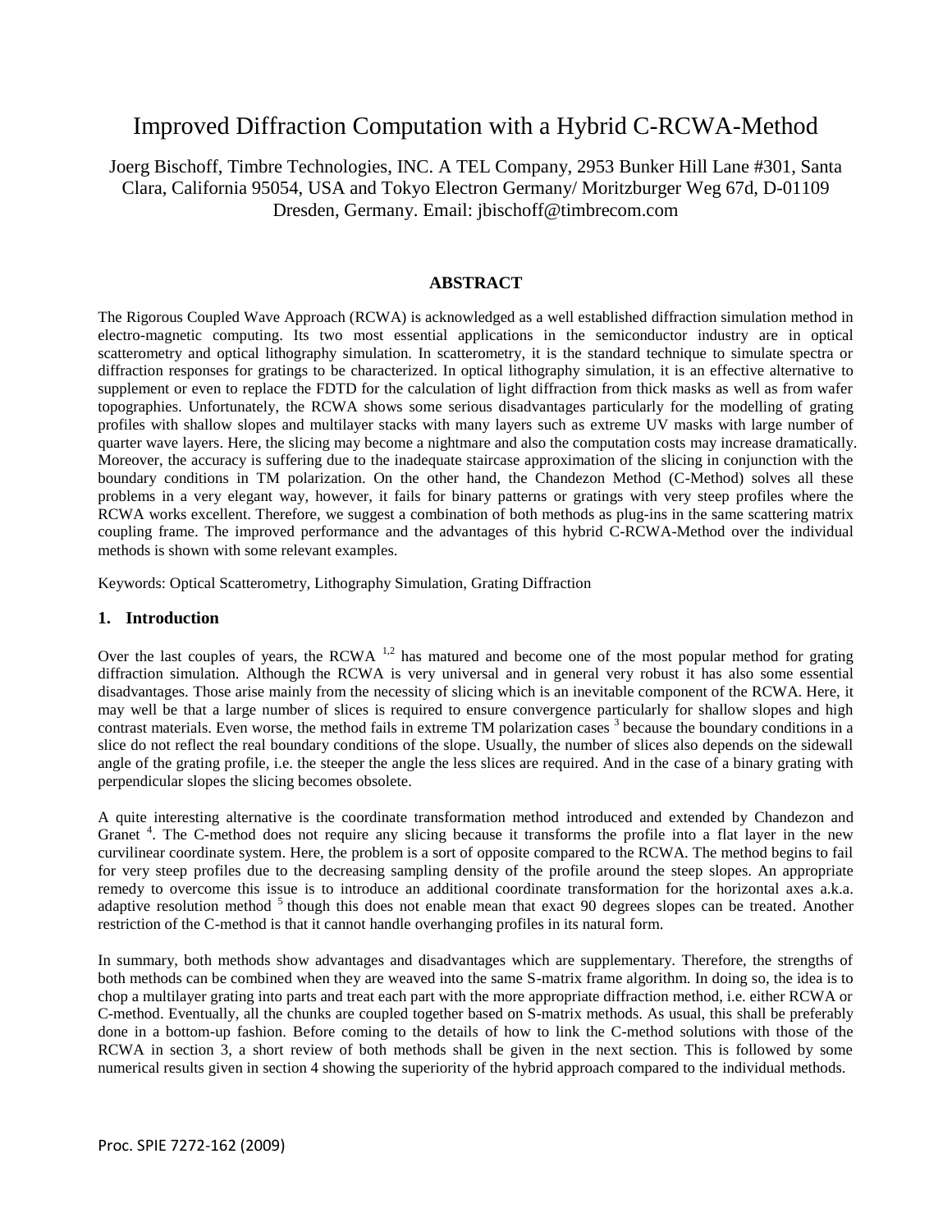# Improved Diffraction Computation with a Hybrid C-RCWA-Method

Joerg Bischoff, Timbre Technologies, INC. A TEL Company, 2953 Bunker Hill Lane #301, Santa Clara, California 95054, USA and Tokyo Electron Germany/ Moritzburger Weg 67d, D-01109 Dresden, Germany. Email: jbischoff@timbrecom.com

## ABSTRACT

The Rigorous Coupled Wave Approach (RCWA) is acknowledged as a well established diffraction simulation method in electro-magnetic computing. Its two most essential applications in the semiconductor industry are in optical scatterometry and optical lithography simulation. In scatterometry, it is the standard technique to simulate spectra or diffraction responses for gratings to be characterized. In optical lithography simulation, it is an effective alternative to supplement or even to replace the FDTD for the calculation of light diffraction from thick masks as well as from wafer topographies. Unfortunately, the RCWA shows some serious disadvantages particularly for the modelling of grating profiles with shallow slopes and multilayer stacks with many layers such as extreme UV masks with large number of quarter wave layers. Here, the slicing may become a nightmare and also the computation costs may increase dramatically. Moreover, the accuracy is suffering due to the inadequate staircase approximation of the slicing in conjunction with the boundary conditions in TM polarization. On the other hand, the Chandezon Method (C-Method) solves all these problems in a very elegant way, however, it fails for binary patterns or gratings with very steep profiles where the RCWA works excellent. Therefore, we suggest a combination of both methods as plug-ins in the same scattering matrix coupling frame. The improved performance and the advantages of this hybrid C-RCWA-Method over the individual methods is shown with some relevant examples.

Keywords: Optical Scatterometry, Lithography Simulation, Grating Diffraction

## 1. Introduction

Over the last couples of years, the RCWA [1,2] has matured and become one of the most popular method for grating diffraction simulation. Although the RCWA is very universal and in general very robust it has also some essential disadvantages. Those arise mainly from the necessity of slicing which is an inevitable component of the RCWA. Here, it may well be that a large number of slices is required to ensure convergence particularly for shallow slopes and high contrast materials. Even worse, the method fails in extreme TM polarization cases [3] because the boundary conditions in a slice do not reflect the real boundary conditions of the slope. Usually, the number of slices also depends on the sidewall angle of the grating profile, i.e. the steeper the angle the less slices are required. And in the case of a binary grating with perpendicular slopes the slicing becomes obsolete.

A quite interesting alternative is the coordinate transformation method introduced and extended by Chandezon and Granet [4]. The C-method does not require any slicing because it transforms the profile into a flat layer in the new curvilinear coordinate system. Here, the problem is a sort of opposite compared to the RCWA. The method begins to fail for very steep profiles due to the decreasing sampling density of the profile around the steep slopes. An appropriate remedy to overcome this issue is to introduce an additional coordinate transformation for the horizontal axes a.k.a. adaptive resolution method [5] though this does not enable mean that exact 90 degrees slopes can be treated. Another restriction of the C-method is that it cannot handle overhanging profiles in its natural form.

In summary, both methods show advantages and disadvantages which are supplementary. Therefore, the strengths of both methods can be combined when they are weaved into the same S-matrix frame algorithm. In doing so, the idea is to chop a multilayer grating into parts and treat each part with the more appropriate diffraction method, i.e. either RCWA or C-method. Eventually, all the chunks are coupled together based on S-matrix methods. As usual, this shall be preferably done in a bottom-up fashion. Before coming to the details of how to link the C-method solutions with those of the RCWA in section 3, a short review of both methods shall be given in the next section. This is followed by some numerical results given in section 4 showing the superiority of the hybrid approach compared to the individual methods.

Proc. SPIE 7272-162 (2009)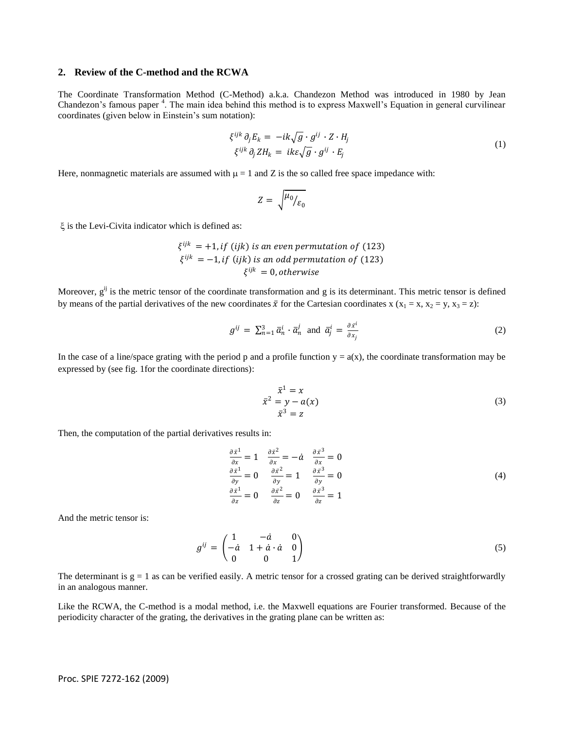## 2. Review of the C-method and the RCWA

The Coordinate Transformation Method (C-Method) a.k.a. Chandezon Method was introduced in 1980 by Jean Chandezon's famous paper [4]. The main idea behind this method is to express Maxwell's Equation in general curvilinear coordinates (given below in Einstein's sum notation):

$$
\begin{aligned}
\xi^{ijk}\, \partial_j E_k &= -ik\sqrt{g} \cdot g^{ij} \cdot Z \cdot H_j \\
\xi^{ijk}\, \partial_j Z H_k &= ik\varepsilon\sqrt{g} \cdot g^{ij} \cdot E_j
\end{aligned}
\tag{1}
$$

Here, nonmagnetic materials are assumed with $\mu = 1$ and Z is the so called free space impedance with:

$$
Z = \sqrt{\mu_0 / \varepsilon_0}
$$

$\xi$ is the Levi-Civita indicator which is defined as:

$$
\begin{aligned}
\xi^{ijk} &= +1, \text{if } (ijk) \text{ is an even permutation of } (123) \\
\xi^{ijk} &= -1, \text{if } (ijk) \text{ is an odd permutation of } (123) \\
\xi^{ijk} &= 0, \text{otherwise}
\end{aligned}
$$

Moreover, $g^{ij}$ is the metric tensor of the coordinate transformation and g is its determinant. This metric tensor is defined by means of the partial derivatives of the new coordinates $\bar{x}$ for the Cartesian coordinates x ($x_1 = x$, $x_2 = y$, $x_3 = z$):

$$
g^{ij} = \sum_{n=1}^{3} \bar{a}_n^i \cdot \bar{a}_n^j \quad \text{and} \quad \bar{a}_j^i = \frac{\partial \bar{x}^i}{\partial x_j}
\tag{2}
$$

In the case of a line/space grating with the period p and a profile function $y = a(x)$, the coordinate transformation may be expressed by (see fig. 1for the coordinate directions):

$$
\begin{aligned}
\bar{x}^1 &= x \\
\bar{x}^2 &= y - a(x) \\
\bar{x}^3 &= z
\end{aligned}
\tag{3}
$$

Then, the computation of the partial derivatives results in:

$$
\begin{array}{lll}
\frac{\partial \bar{x}^1}{\partial x} = 1 & \frac{\partial \bar{x}^2}{\partial x} = -\dot{a} & \frac{\partial \bar{x}^3}{\partial x} = 0 \\
\frac{\partial \bar{x}^1}{\partial y} = 0 & \frac{\partial \bar{x}^2}{\partial y} = 1 & \frac{\partial \bar{x}^3}{\partial y} = 0 \\
\frac{\partial \bar{x}^1}{\partial z} = 0 & \frac{\partial \bar{x}^2}{\partial z} = 0 & \frac{\partial \bar{x}^3}{\partial z} = 1
\end{array}
\tag{4}
$$

And the metric tensor is:

$$
g^{ij} = \begin{pmatrix} 1 & -\dot{a} & 0 \\ -\dot{a} & 1 + \dot{a} \cdot \dot{a} & 0 \\ 0 & 0 & 1 \end{pmatrix}
\tag{5}
$$

The determinant is $g = 1$ as can be verified easily. A metric tensor for a crossed grating can be derived straightforwardly in an analogous manner.

Like the RCWA, the C-method is a modal method, i.e. the Maxwell equations are Fourier transformed. Because of the periodicity character of the grating, the derivatives in the grating plane can be written as: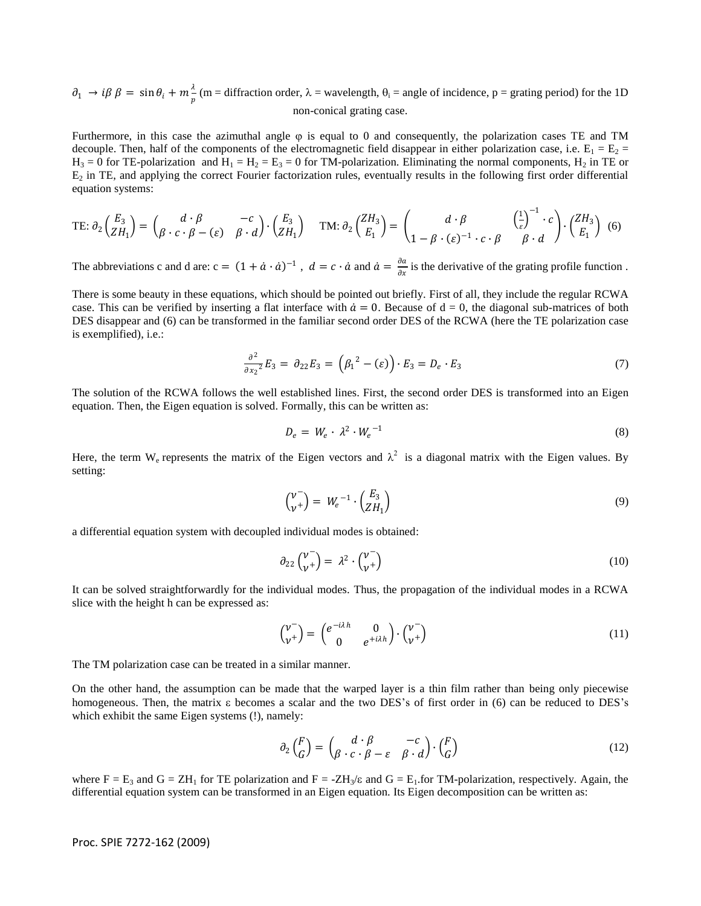$\partial_1 \rightarrow i\beta \;\; \beta = \sin\theta_i + m\frac{\lambda}{p}$ (m = diffraction order, λ = wavelength, $\theta_i$ = angle of incidence, p = grating period) for the 1D non-conical grating case.

Furthermore, in this case the azimuthal angle φ is equal to 0 and consequently, the polarization cases TE and TM decouple. Then, half of the components of the electromagnetic field disappear in either polarization case, i.e. $E_1 = E_2 = H_3 = 0$ for TE-polarization and $H_1 = H_2 = E_3 = 0$ for TM-polarization. Eliminating the normal components, $H_2$ in TE or $E_2$ in TE, and applying the correct Fourier factorization rules, eventually results in the following first order differential equation systems:

$$\text{TE: } \partial_2 \begin{pmatrix} E_3 \\ ZH_1 \end{pmatrix} = \begin{pmatrix} d \cdot \beta & -c \\ \beta \cdot c \cdot \beta - (\varepsilon) & \beta \cdot d \end{pmatrix} \cdot \begin{pmatrix} E_3 \\ ZH_1 \end{pmatrix} \quad \text{TM: } \partial_2 \begin{pmatrix} ZH_3 \\ E_1 \end{pmatrix} = \begin{pmatrix} d \cdot \beta & \left(\frac{1}{\varepsilon}\right)^{-1} \cdot c \\ 1 - \beta \cdot (\varepsilon)^{-1} \cdot c \cdot \beta & \beta \cdot d \end{pmatrix} \cdot \begin{pmatrix} ZH_3 \\ E_1 \end{pmatrix} \quad (6)$$

The abbreviations c and d are: $c = (1 + \dot{a} \cdot \dot{a})^{-1}$ , $d = c \cdot \dot{a}$ and $\dot{a} = \frac{\partial a}{\partial x}$ is the derivative of the grating profile function .

There is some beauty in these equations, which should be pointed out briefly. First of all, they include the regular RCWA case. This can be verified by inserting a flat interface with $\dot{a} = 0$. Because of d = 0, the diagonal sub-matrices of both DES disappear and (6) can be transformed in the familiar second order DES of the RCWA (here the TE polarization case is exemplified), i.e.:

$$\frac{\partial^2}{\partial {x_2}^2} E_3 = \partial_{22} E_3 = \left({\beta_1}^2 - (\varepsilon)\right) \cdot E_3 = D_e \cdot E_3 \quad (7)$$

The solution of the RCWA follows the well established lines. First, the second order DES is transformed into an Eigen equation. Then, the Eigen equation is solved. Formally, this can be written as:

$$D_e = W_e \cdot \lambda^2 \cdot {W_e}^{-1} \quad (8)$$

Here, the term $W_e$ represents the matrix of the Eigen vectors and $\lambda^2$ is a diagonal matrix with the Eigen values. By setting:

$$\begin{pmatrix} \nu^- \\ \nu^+ \end{pmatrix} = {W_e}^{-1} \cdot \begin{pmatrix} E_3 \\ ZH_1 \end{pmatrix} \quad (9)$$

a differential equation system with decoupled individual modes is obtained:

$$\partial_{22} \begin{pmatrix} \nu^- \\ \nu^+ \end{pmatrix} = \lambda^2 \cdot \begin{pmatrix} \nu^- \\ \nu^+ \end{pmatrix} \quad (10)$$

It can be solved straightforwardly for the individual modes. Thus, the propagation of the individual modes in a RCWA slice with the height h can be expressed as:

$$\begin{pmatrix} \nu^- \\ \nu^+ \end{pmatrix} = \begin{pmatrix} e^{-i\lambda h} & 0 \\ 0 & e^{+i\lambda h} \end{pmatrix} \cdot \begin{pmatrix} \nu^- \\ \nu^+ \end{pmatrix} \quad (11)$$

The TM polarization case can be treated in a similar manner.

On the other hand, the assumption can be made that the warped layer is a thin film rather than being only piecewise homogeneous. Then, the matrix ε becomes a scalar and the two DES's of first order in (6) can be reduced to DES's which exhibit the same Eigen systems (!), namely:

$$\partial_2 \begin{pmatrix} F \\ G \end{pmatrix} = \begin{pmatrix} d \cdot \beta & -c \\ \beta \cdot c \cdot \beta - \varepsilon & \beta \cdot d \end{pmatrix} \cdot \begin{pmatrix} F \\ G \end{pmatrix} \quad (12)$$

where $F = E_3$ and $G = ZH_1$ for TE polarization and $F = -ZH_3/\varepsilon$ and $G = E_1$.for TM-polarization, respectively. Again, the differential equation system can be transformed in an Eigen equation. Its Eigen decomposition can be written as: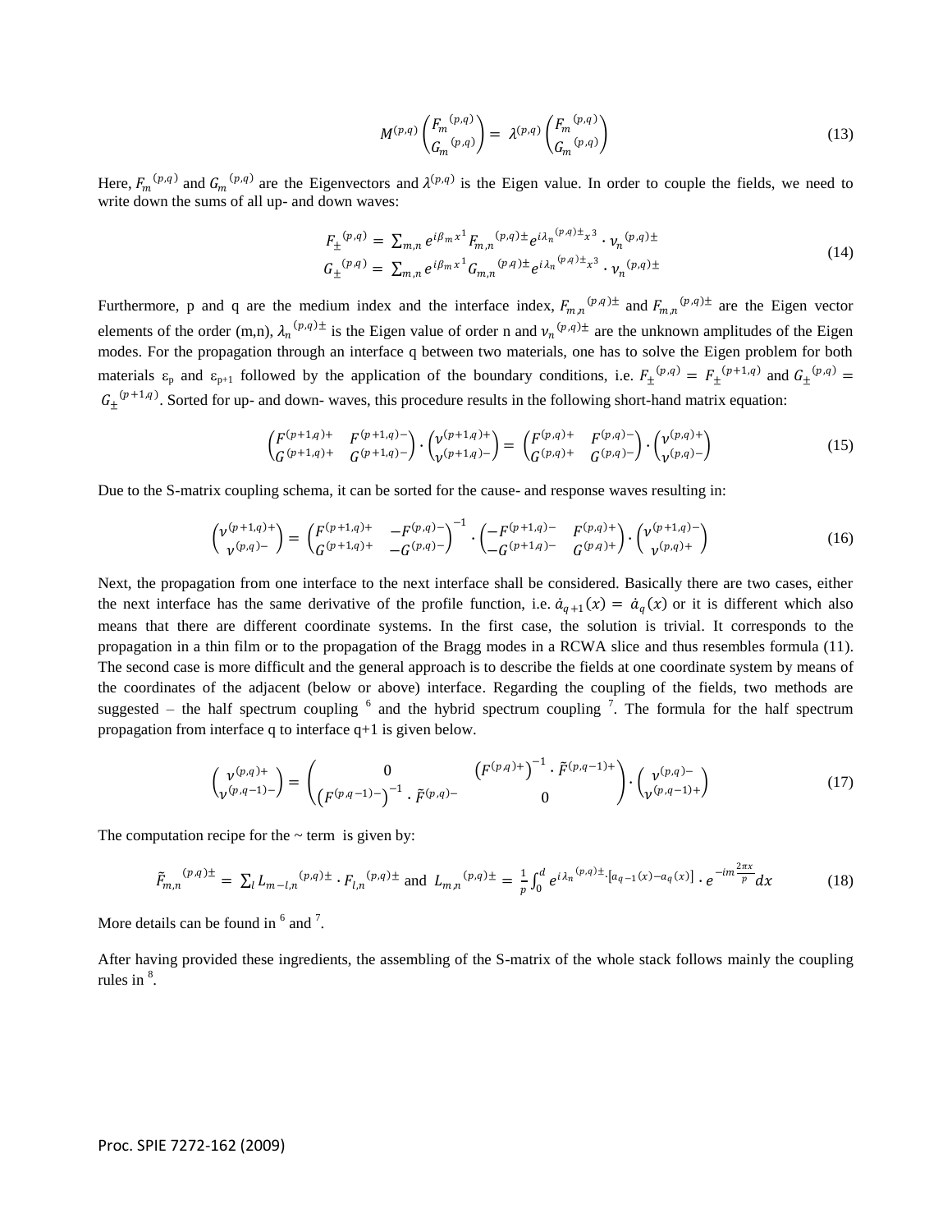$$M^{(p,q)} \begin{pmatrix} F_m{}^{(p,q)} \\ G_m{}^{(p,q)} \end{pmatrix} = \lambda^{(p,q)} \begin{pmatrix} F_m{}^{(p,q)} \\ G_m{}^{(p,q)} \end{pmatrix} \tag{13}$$

Here, $F_m{}^{(p,q)}$ and $G_m{}^{(p,q)}$ are the Eigenvectors and $\lambda^{(p,q)}$ is the Eigen value. In order to couple the fields, we need to write down the sums of all up- and down waves:

$$\begin{aligned} F_\pm{}^{(p,q)} &= \sum_{m,n} e^{i\beta_m x^1} F_{m,n}{}^{(p,q)\pm} e^{i\lambda_n{}^{(p,q)\pm} x^3} \cdot \nu_n{}^{(p,q)\pm} \\ G_\pm{}^{(p,q)} &= \sum_{m,n} e^{i\beta_m x^1} G_{m,n}{}^{(p,q)\pm} e^{i\lambda_n{}^{(p,q)\pm} x^3} \cdot \nu_n{}^{(p,q)\pm} \end{aligned} \tag{14}$$

Furthermore, p and q are the medium index and the interface index, $F_{m,n}{}^{(p,q)\pm}$ and $F_{m,n}{}^{(p,q)\pm}$ are the Eigen vector elements of the order (m,n), $\lambda_n{}^{(p,q)\pm}$ is the Eigen value of order n and $\nu_n{}^{(p,q)\pm}$ are the unknown amplitudes of the Eigen modes. For the propagation through an interface q between two materials, one has to solve the Eigen problem for both materials $\varepsilon_p$ and $\varepsilon_{p+1}$ followed by the application of the boundary conditions, i.e. $F_\pm{}^{(p,q)} = F_\pm{}^{(p+1,q)}$ and $G_\pm{}^{(p,q)} = G_\pm{}^{(p+1,q)}$. Sorted for up- and down- waves, this procedure results in the following short-hand matrix equation:

$$\begin{pmatrix} F^{(p+1,q)+} & F^{(p+1,q)-} \\ G^{(p+1,q)+} & G^{(p+1,q)-} \end{pmatrix} \cdot \begin{pmatrix} \nu^{(p+1,q)+} \\ \nu^{(p+1,q)-} \end{pmatrix} = \begin{pmatrix} F^{(p,q)+} & F^{(p,q)-} \\ G^{(p,q)+} & G^{(p,q)-} \end{pmatrix} \cdot \begin{pmatrix} \nu^{(p,q)+} \\ \nu^{(p,q)-} \end{pmatrix} \tag{15}$$

Due to the S-matrix coupling schema, it can be sorted for the cause- and response waves resulting in:

$$\begin{pmatrix} \nu^{(p+1,q)+} \\ \nu^{(p,q)-} \end{pmatrix} = \begin{pmatrix} F^{(p+1,q)+} & -F^{(p,q)-} \\ G^{(p+1,q)+} & -G^{(p,q)-} \end{pmatrix}^{-1} \cdot \begin{pmatrix} -F^{(p+1,q)-} & F^{(p,q)+} \\ -G^{(p+1,q)-} & G^{(p,q)+} \end{pmatrix} \cdot \begin{pmatrix} \nu^{(p+1,q)-} \\ \nu^{(p,q)+} \end{pmatrix} \tag{16}$$

Next, the propagation from one interface to the next interface shall be considered. Basically there are two cases, either the next interface has the same derivative of the profile function, i.e. $\dot{a}_{q+1}(x) = \dot{a}_q(x)$ or it is different which also means that there are different coordinate systems. In the first case, the solution is trivial. It corresponds to the propagation in a thin film or to the propagation of the Bragg modes in a RCWA slice and thus resembles formula (11). The second case is more difficult and the general approach is to describe the fields at one coordinate system by means of the coordinates of the adjacent (below or above) interface. Regarding the coupling of the fields, two methods are suggested – the half spectrum coupling [6] and the hybrid spectrum coupling [7]. The formula for the half spectrum propagation from interface q to interface q+1 is given below.

$$\begin{pmatrix} \nu^{(p,q)+} \\ \nu^{(p,q-1)-} \end{pmatrix} = \begin{pmatrix} 0 & \left(F^{(p,q)+}\right)^{-1} \cdot \tilde{F}^{(p,q-1)+} \\ \left(F^{(p,q-1)-}\right)^{-1} \cdot \tilde{F}^{(p,q)-} & 0 \end{pmatrix} \cdot \begin{pmatrix} \nu^{(p,q)-} \\ \nu^{(p,q-1)+} \end{pmatrix} \tag{17}$$

The computation recipe for the ~ term is given by:

$$\tilde{F}_{m,n}{}^{(p,q)\pm} = \sum_l L_{m-l,n}{}^{(p,q)\pm} \cdot F_{l,n}{}^{(p,q)\pm} \text{ and } L_{m,n}{}^{(p,q)\pm} = \frac{1}{p}\int_0^d e^{i\lambda_n{}^{(p,q)\pm} \cdot [a_{q-1}(x) - a_q(x)]} \cdot e^{-im\frac{2\pi x}{p}} dx \tag{18}$$

More details can be found in [6] and [7].

After having provided these ingredients, the assembling of the S-matrix of the whole stack follows mainly the coupling rules in [8].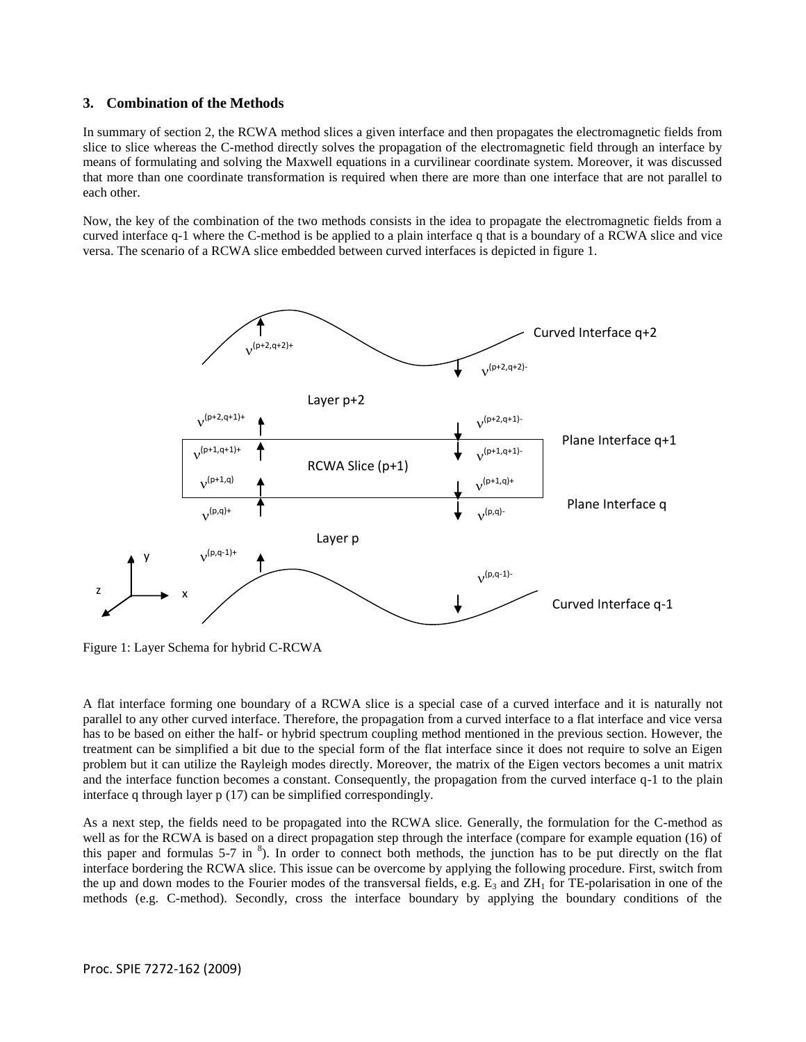## 3. Combination of the Methods

In summary of section 2, the RCWA method slices a given interface and then propagates the electromagnetic fields from slice to slice whereas the C-method directly solves the propagation of the electromagnetic field through an interface by means of formulating and solving the Maxwell equations in a curvilinear coordinate system. Moreover, it was discussed that more than one coordinate transformation is required when there are more than one interface that are not parallel to each other.

Now, the key of the combination of the two methods consists in the idea to propagate the electromagnetic fields from a curved interface q-1 where the C-method is be applied to a plain interface q that is a boundary of a RCWA slice and vice versa. The scenario of a RCWA slice embedded between curved interfaces is depicted in figure 1.

Figure 1: Layer Schema for hybrid C-RCWA

A flat interface forming one boundary of a RCWA slice is a special case of a curved interface and it is naturally not parallel to any other curved interface. Therefore, the propagation from a curved interface to a flat interface and vice versa has to be based on either the half- or hybrid spectrum coupling method mentioned in the previous section. However, the treatment can be simplified a bit due to the special form of the flat interface since it does not require to solve an Eigen problem but it can utilize the Rayleigh modes directly. Moreover, the matrix of the Eigen vectors becomes a unit matrix and the interface function becomes a constant. Consequently, the propagation from the curved interface q-1 to the plain interface q through layer p (17) can be simplified correspondingly.

As a next step, the fields need to be propagated into the RCWA slice. Generally, the formulation for the C-method as well as for the RCWA is based on a direct propagation step through the interface (compare for example equation (16) of this paper and formulas 5-7 in [8]). In order to connect both methods, the junction has to be put directly on the flat interface bordering the RCWA slice. This issue can be overcome by applying the following procedure. First, switch from the up and down modes to the Fourier modes of the transversal fields, e.g. $E_3$ and $ZH_1$ for TE-polarisation in one of the methods (e.g. C-method). Secondly, cross the interface boundary by applying the boundary conditions of the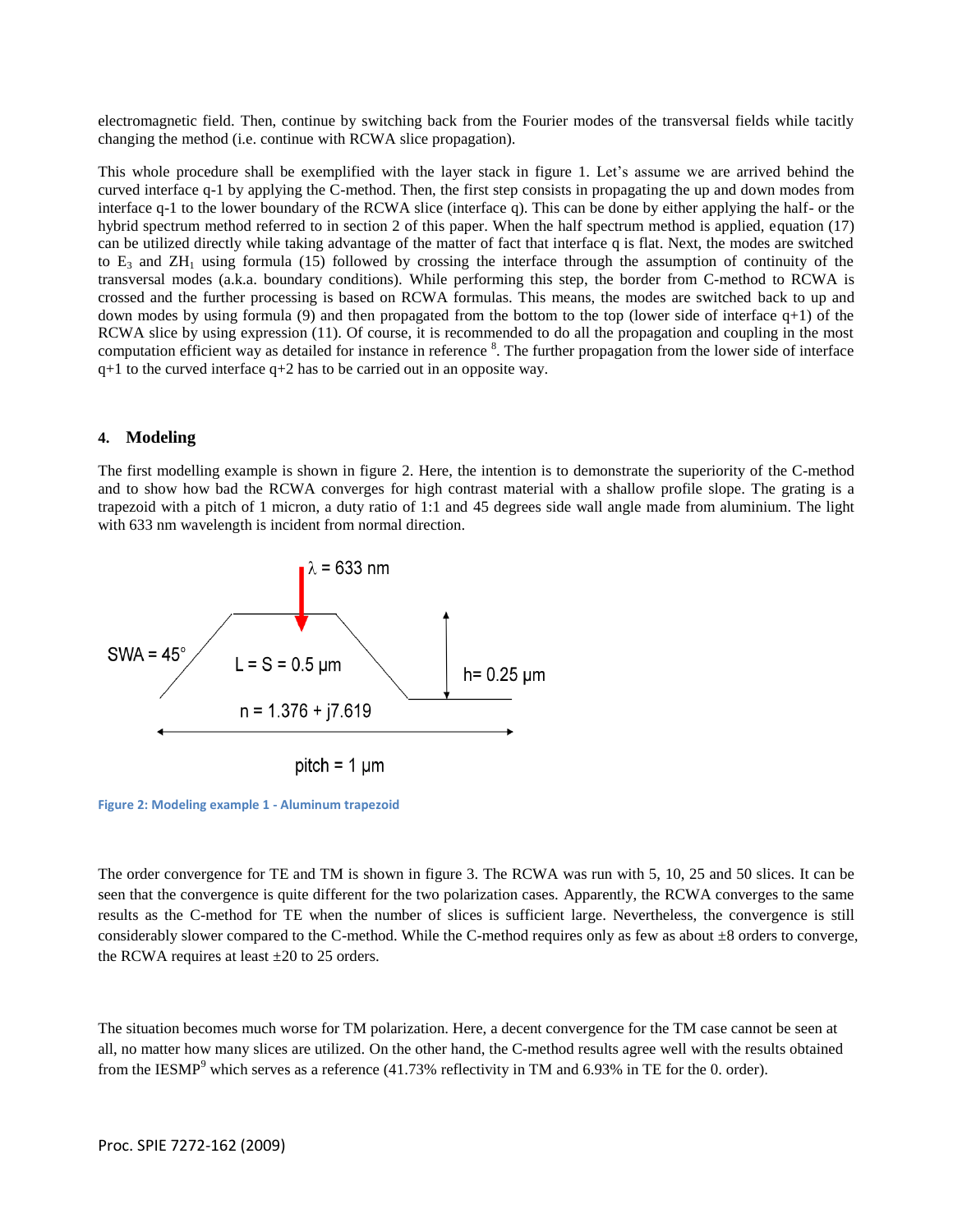electromagnetic field. Then, continue by switching back from the Fourier modes of the transversal fields while tacitly changing the method (i.e. continue with RCWA slice propagation).

This whole procedure shall be exemplified with the layer stack in figure 1. Let's assume we are arrived behind the curved interface q-1 by applying the C-method. Then, the first step consists in propagating the up and down modes from interface q-1 to the lower boundary of the RCWA slice (interface q). This can be done by either applying the half- or the hybrid spectrum method referred to in section 2 of this paper. When the half spectrum method is applied, equation (17) can be utilized directly while taking advantage of the matter of fact that interface q is flat. Next, the modes are switched to $E_3$ and $ZH_1$ using formula (15) followed by crossing the interface through the assumption of continuity of the transversal modes (a.k.a. boundary conditions). While performing this step, the border from C-method to RCWA is crossed and the further processing is based on RCWA formulas. This means, the modes are switched back to up and down modes by using formula (9) and then propagated from the bottom to the top (lower side of interface q+1) of the RCWA slice by using expression (11). Of course, it is recommended to do all the propagation and coupling in the most computation efficient way as detailed for instance in reference [8]. The further propagation from the lower side of interface q+1 to the curved interface q+2 has to be carried out in an opposite way.

## 4. Modeling

The first modelling example is shown in figure 2. Here, the intention is to demonstrate the superiority of the C-method and to show how bad the RCWA converges for high contrast material with a shallow profile slope. The grating is a trapezoid with a pitch of 1 micron, a duty ratio of 1:1 and 45 degrees side wall angle made from aluminium. The light with 633 nm wavelength is incident from normal direction.

$\lambda$ = 633 nm

SWA = 45°

L = S = 0.5 µm

h= 0.25 µm

n = 1.376 + j7.619

pitch = 1 µm

Figure 2: Modeling example 1 - Aluminum trapezoid

The order convergence for TE and TM is shown in figure 3. The RCWA was run with 5, 10, 25 and 50 slices. It can be seen that the convergence is quite different for the two polarization cases. Apparently, the RCWA converges to the same results as the C-method for TE when the number of slices is sufficient large. Nevertheless, the convergence is still considerably slower compared to the C-method. While the C-method requires only as few as about ±8 orders to converge, the RCWA requires at least ±20 to 25 orders.

The situation becomes much worse for TM polarization. Here, a decent convergence for the TM case cannot be seen at all, no matter how many slices are utilized. On the other hand, the C-method results agree well with the results obtained from the IESMP[9] which serves as a reference (41.73% reflectivity in TM and 6.93% in TE for the 0. order).

Proc. SPIE 7272-162 (2009)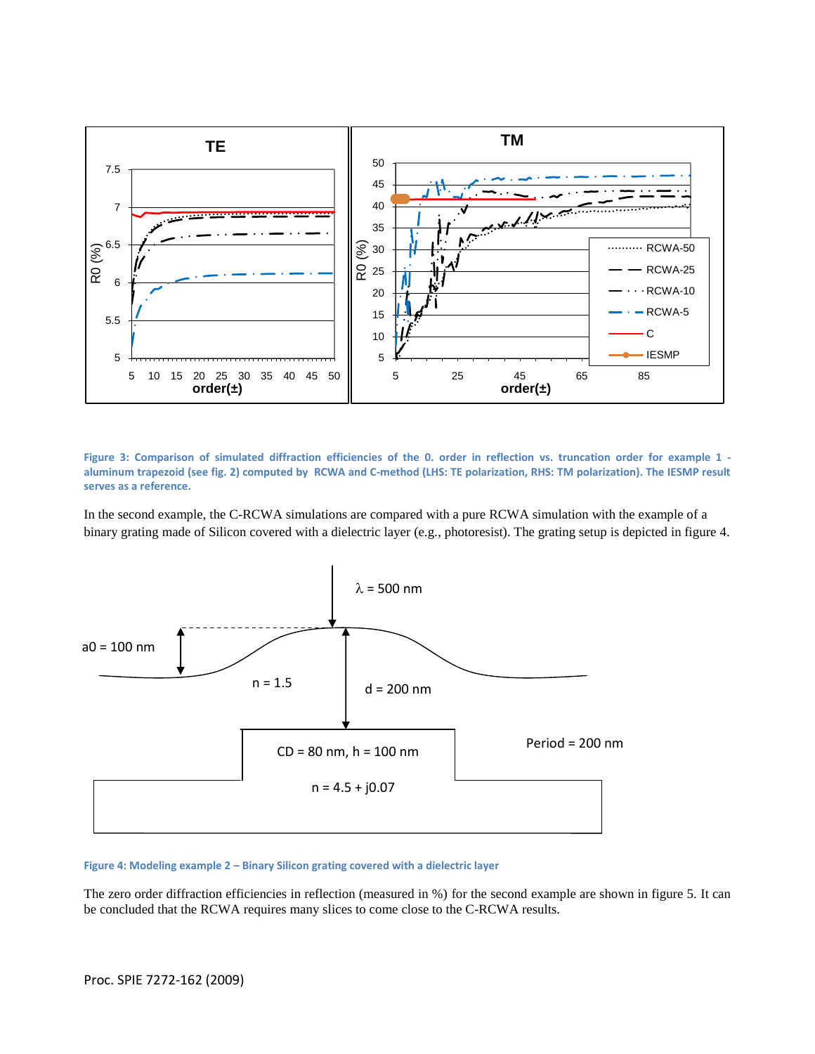Figure 3: Comparison of simulated diffraction efficiencies of the 0. order in reflection vs. truncation order for example 1 - aluminum trapezoid (see fig. 2) computed by RCWA and C-method (LHS: TE polarization, RHS: TM polarization). The IESMP result serves as a reference.

In the second example, the C-RCWA simulations are compared with a pure RCWA simulation with the example of a binary grating made of Silicon covered with a dielectric layer (e.g., photoresist). The grating setup is depicted in figure 4.

Figure 4: Modeling example 2 – Binary Silicon grating covered with a dielectric layer

The zero order diffraction efficiencies in reflection (measured in %) for the second example are shown in figure 5. It can be concluded that the RCWA requires many slices to come close to the C-RCWA results.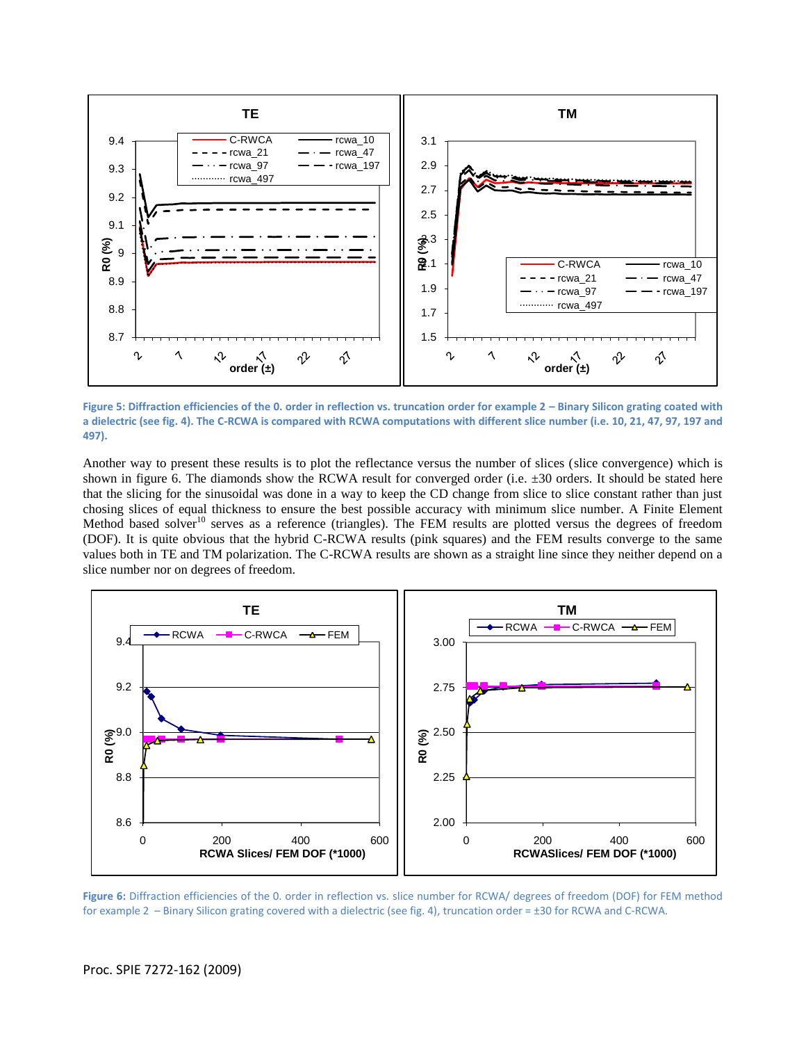Figure 5: Diffraction efficiencies of the 0. order in reflection vs. truncation order for example 2 – Binary Silicon grating coated with a dielectric (see fig. 4). The C-RCWA is compared with RCWA computations with different slice number (i.e. 10, 21, 47, 97, 197 and 497).

Another way to present these results is to plot the reflectance versus the number of slices (slice convergence) which is shown in figure 6. The diamonds show the RCWA result for converged order (i.e. ±30 orders. It should be stated here that the slicing for the sinusoidal was done in a way to keep the CD change from slice to slice constant rather than just chosing slices of equal thickness to ensure the best possible accuracy with minimum slice number. A Finite Element Method based solver[10] serves as a reference (triangles). The FEM results are plotted versus the degrees of freedom (DOF). It is quite obvious that the hybrid C-RCWA results (pink squares) and the FEM results converge to the same values both in TE and TM polarization. The C-RCWA results are shown as a straight line since they neither depend on a slice number nor on degrees of freedom.

Figure 6: Diffraction efficiencies of the 0. order in reflection vs. slice number for RCWA/ degrees of freedom (DOF) for FEM method for example 2 – Binary Silicon grating covered with a dielectric (see fig. 4), truncation order = ±30 for RCWA and C-RCWA.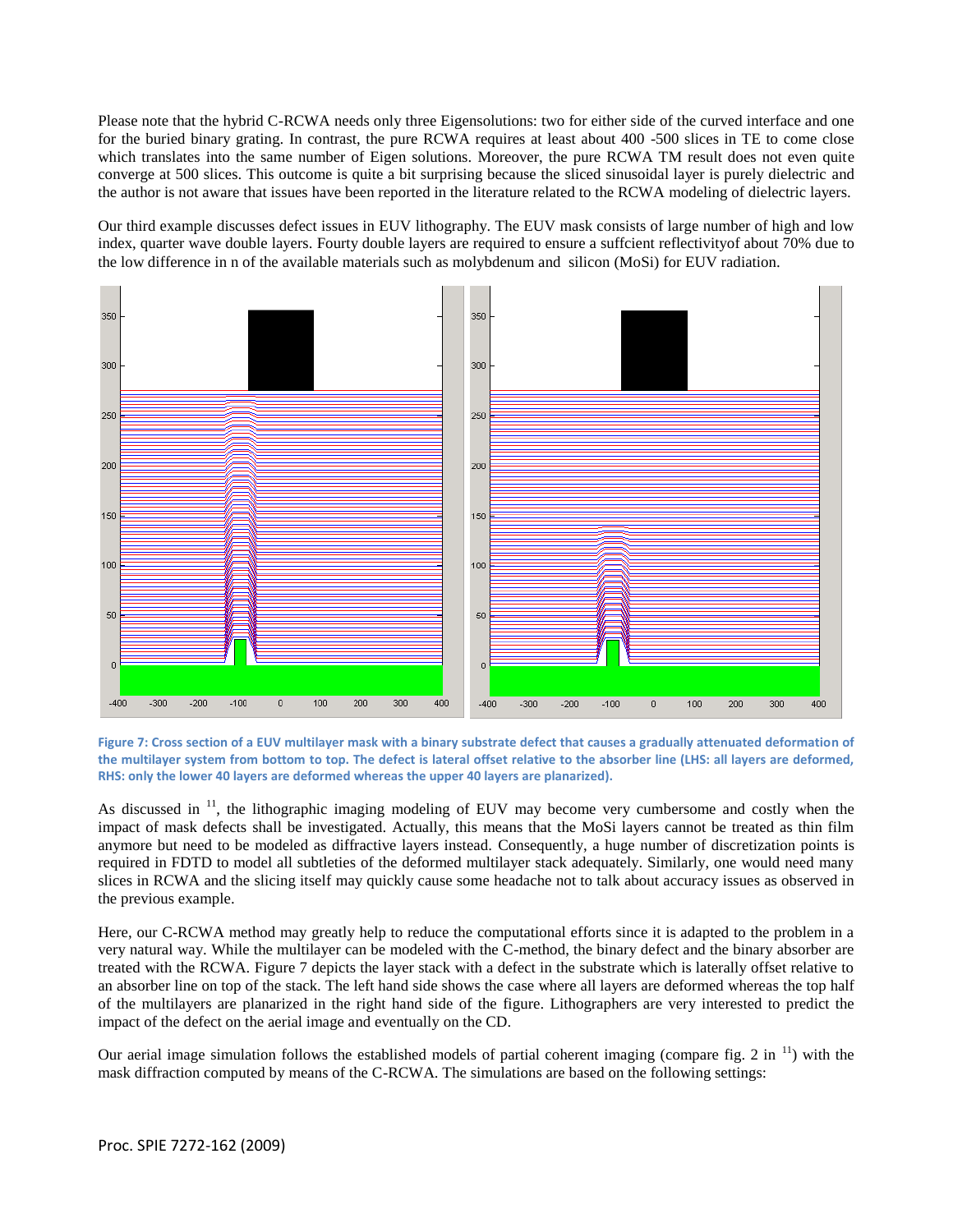Please note that the hybrid C-RCWA needs only three Eigensolutions: two for either side of the curved interface and one for the buried binary grating. In contrast, the pure RCWA requires at least about 400 -500 slices in TE to come close which translates into the same number of Eigen solutions. Moreover, the pure RCWA TM result does not even quite converge at 500 slices. This outcome is quite a bit surprising because the sliced sinusoidal layer is purely dielectric and the author is not aware that issues have been reported in the literature related to the RCWA modeling of dielectric layers.

Our third example discusses defect issues in EUV lithography. The EUV mask consists of large number of high and low index, quarter wave double layers. Fourty double layers are required to ensure a suffcient reflectivityof about 70% due to the low difference in n of the available materials such as molybdenum and silicon (MoSi) for EUV radiation.

350
300
250
200
150
100
50
0
-400 -300 -200 -100 0 100 200 300 400

350
300
250
200
150
100
50
0
-400 -300 -200 -100 0 100 200 300 400

**Figure 7: Cross section of a EUV multilayer mask with a binary substrate defect that causes a gradually attenuated deformation of the multilayer system from bottom to top. The defect is lateral offset relative to the absorber line (LHS: all layers are deformed, RHS: only the lower 40 layers are deformed whereas the upper 40 layers are planarized).**

As discussed in [11], the lithographic imaging modeling of EUV may become very cumbersome and costly when the impact of mask defects shall be investigated. Actually, this means that the MoSi layers cannot be treated as thin film anymore but need to be modeled as diffractive layers instead. Consequently, a huge number of discretization points is required in FDTD to model all subtleties of the deformed multilayer stack adequately. Similarly, one would need many slices in RCWA and the slicing itself may quickly cause some headache not to talk about accuracy issues as observed in the previous example.

Here, our C-RCWA method may greatly help to reduce the computational efforts since it is adapted to the problem in a very natural way. While the multilayer can be modeled with the C-method, the binary defect and the binary absorber are treated with the RCWA. Figure 7 depicts the layer stack with a defect in the substrate which is laterally offset relative to an absorber line on top of the stack. The left hand side shows the case where all layers are deformed whereas the top half of the multilayers are planarized in the right hand side of the figure. Lithographers are very interested to predict the impact of the defect on the aerial image and eventually on the CD.

Our aerial image simulation follows the established models of partial coherent imaging (compare fig. 2 in [11]) with the mask diffraction computed by means of the C-RCWA. The simulations are based on the following settings: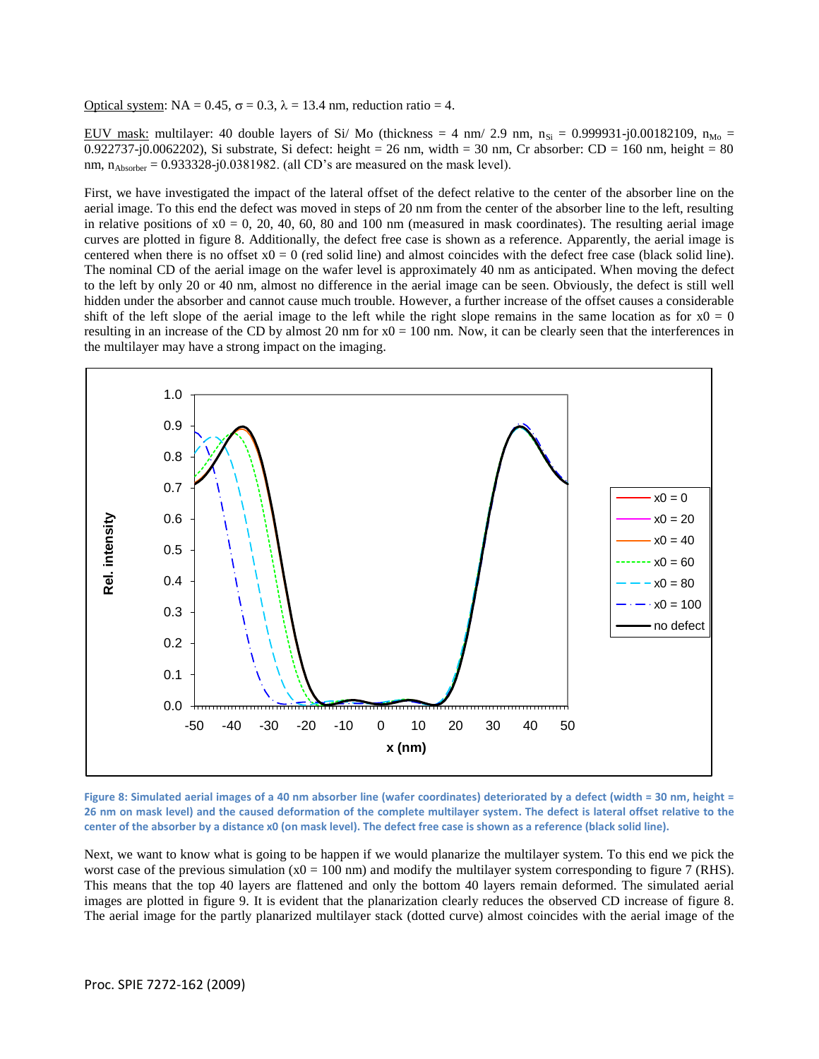Optical system: NA = 0.45, $\sigma$ = 0.3, $\lambda$ = 13.4 nm, reduction ratio = 4.

EUV mask: multilayer: 40 double layers of Si/ Mo (thickness = 4 nm/ 2.9 nm, $n_{Si}$ = 0.999931-j0.00182109, $n_{Mo}$ = 0.922737-j0.0062202), Si substrate, Si defect: height = 26 nm, width = 30 nm, Cr absorber: CD = 160 nm, height = 80 nm, $n_{Absorber}$ = 0.933328-j0.0381982. (all CD's are measured on the mask level).

First, we have investigated the impact of the lateral offset of the defect relative to the center of the absorber line on the aerial image. To this end the defect was moved in steps of 20 nm from the center of the absorber line to the left, resulting in relative positions of x0 = 0, 20, 40, 60, 80 and 100 nm (measured in mask coordinates). The resulting aerial image curves are plotted in figure 8. Additionally, the defect free case is shown as a reference. Apparently, the aerial image is centered when there is no offset x0 = 0 (red solid line) and almost coincides with the defect free case (black solid line). The nominal CD of the aerial image on the wafer level is approximately 40 nm as anticipated. When moving the defect to the left by only 20 or 40 nm, almost no difference in the aerial image can be seen. Obviously, the defect is still well hidden under the absorber and cannot cause much trouble. However, a further increase of the offset causes a considerable shift of the left slope of the aerial image to the left while the right slope remains in the same location as for x0 = 0 resulting in an increase of the CD by almost 20 nm for x0 = 100 nm. Now, it can be clearly seen that the interferences in the multilayer may have a strong impact on the imaging.

**Figure 8: Simulated aerial images of a 40 nm absorber line (wafer coordinates) deteriorated by a defect (width = 30 nm, height = 26 nm on mask level) and the caused deformation of the complete multilayer system. The defect is lateral offset relative to the center of the absorber by a distance x0 (on mask level). The defect free case is shown as a reference (black solid line).**

Next, we want to know what is going to be happen if we would planarize the multilayer system. To this end we pick the worst case of the previous simulation (x0 = 100 nm) and modify the multilayer system corresponding to figure 7 (RHS). This means that the top 40 layers are flattened and only the bottom 40 layers remain deformed. The simulated aerial images are plotted in figure 9. It is evident that the planarization clearly reduces the observed CD increase of figure 8. The aerial image for the partly planarized multilayer stack (dotted curve) almost coincides with the aerial image of the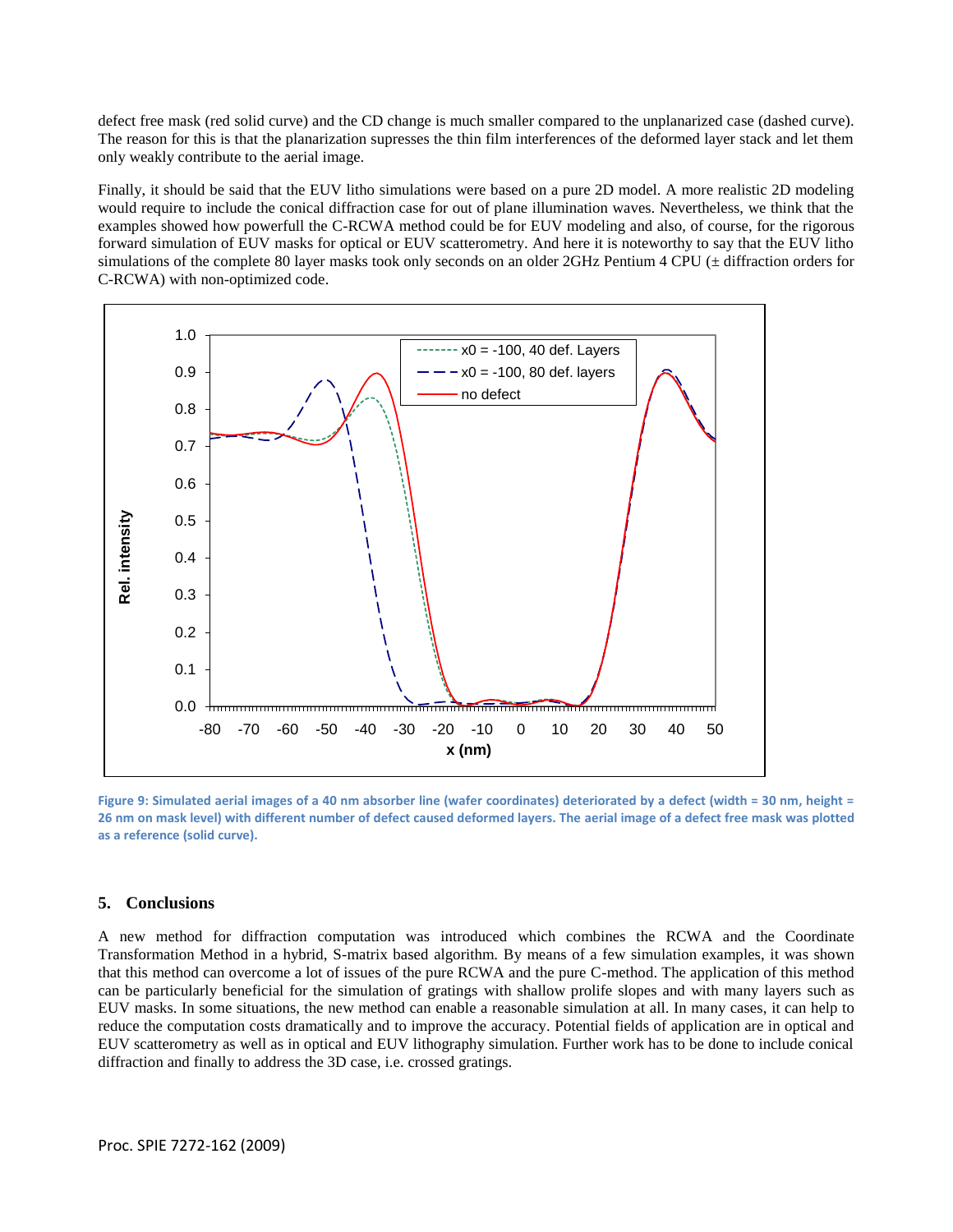defect free mask (red solid curve) and the CD change is much smaller compared to the unplanarized case (dashed curve). The reason for this is that the planarization supresses the thin film interferences of the deformed layer stack and let them only weakly contribute to the aerial image.

Finally, it should be said that the EUV litho simulations were based on a pure 2D model. A more realistic 2D modeling would require to include the conical diffraction case for out of plane illumination waves. Nevertheless, we think that the examples showed how powerfull the C-RCWA method could be for EUV modeling and also, of course, for the rigorous forward simulation of EUV masks for optical or EUV scatterometry. And here it is noteworthy to say that the EUV litho simulations of the complete 80 layer masks took only seconds on an older 2GHz Pentium 4 CPU (± diffraction orders for C-RCWA) with non-optimized code.

**Figure 9: Simulated aerial images of a 40 nm absorber line (wafer coordinates) deteriorated by a defect (width = 30 nm, height = 26 nm on mask level) with different number of defect caused deformed layers. The aerial image of a defect free mask was plotted as a reference (solid curve).**

## 5. Conclusions

A new method for diffraction computation was introduced which combines the RCWA and the Coordinate Transformation Method in a hybrid, S-matrix based algorithm. By means of a few simulation examples, it was shown that this method can overcome a lot of issues of the pure RCWA and the pure C-method. The application of this method can be particularly beneficial for the simulation of gratings with shallow prolife slopes and with many layers such as EUV masks. In some situations, the new method can enable a reasonable simulation at all. In many cases, it can help to reduce the computation costs dramatically and to improve the accuracy. Potential fields of application are in optical and EUV scatterometry as well as in optical and EUV lithography simulation. Further work has to be done to include conical diffraction and finally to address the 3D case, i.e. crossed gratings.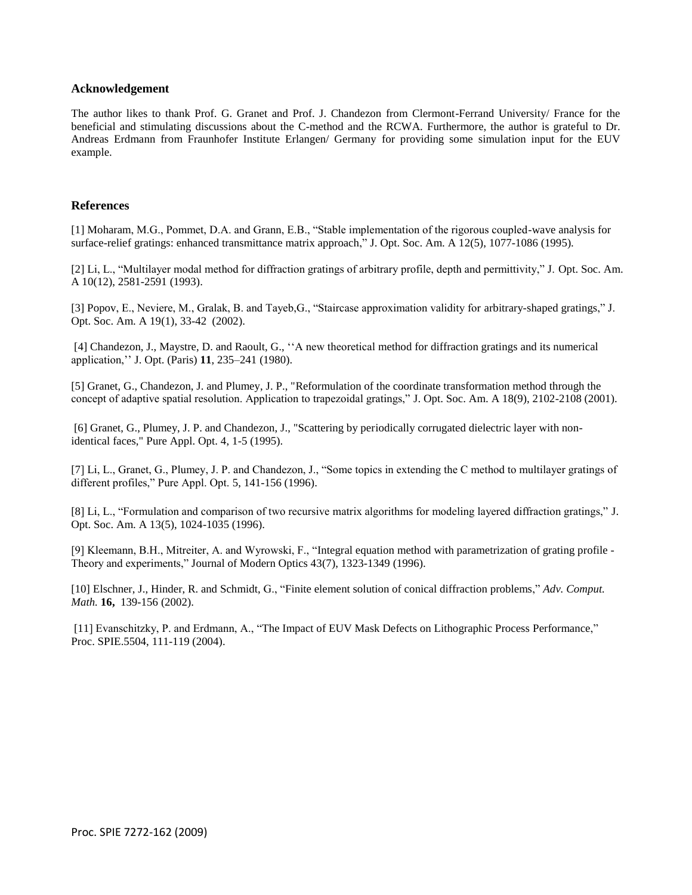### Acknowledgement

The author likes to thank Prof. G. Granet and Prof. J. Chandezon from Clermont-Ferrand University/ France for the beneficial and stimulating discussions about the C-method and the RCWA. Furthermore, the author is grateful to Dr. Andreas Erdmann from Fraunhofer Institute Erlangen/ Germany for providing some simulation input for the EUV example.

### References

[1] Moharam, M.G., Pommet, D.A. and Grann, E.B., "Stable implementation of the rigorous coupled-wave analysis for surface-relief gratings: enhanced transmittance matrix approach," J. Opt. Soc. Am. A 12(5), 1077-1086 (1995).

[2] Li, L., "Multilayer modal method for diffraction gratings of arbitrary profile, depth and permittivity," J. Opt. Soc. Am. A 10(12), 2581-2591 (1993).

[3] Popov, E., Neviere, M., Gralak, B. and Tayeb,G., "Staircase approximation validity for arbitrary-shaped gratings," J. Opt. Soc. Am. A 19(1), 33-42 (2002).

[4] Chandezon, J., Maystre, D. and Raoult, G., ''A new theoretical method for diffraction gratings and its numerical application,'' J. Opt. (Paris) **11**, 235–241 (1980).

[5] Granet, G., Chandezon, J. and Plumey, J. P., "Reformulation of the coordinate transformation method through the concept of adaptive spatial resolution. Application to trapezoidal gratings," J. Opt. Soc. Am. A 18(9), 2102-2108 (2001).

[6] Granet, G., Plumey, J. P. and Chandezon, J., "Scattering by periodically corrugated dielectric layer with non-identical faces," Pure Appl. Opt. 4, 1-5 (1995).

[7] Li, L., Granet, G., Plumey, J. P. and Chandezon, J., "Some topics in extending the C method to multilayer gratings of different profiles," Pure Appl. Opt. 5, 141-156 (1996).

[8] Li, L., "Formulation and comparison of two recursive matrix algorithms for modeling layered diffraction gratings," J. Opt. Soc. Am. A 13(5), 1024-1035 (1996).

[9] Kleemann, B.H., Mitreiter, A. and Wyrowski, F., "Integral equation method with parametrization of grating profile - Theory and experiments," Journal of Modern Optics 43(7), 1323-1349 (1996).

[10] Elschner, J., Hinder, R. and Schmidt, G., "Finite element solution of conical diffraction problems," *Adv. Comput. Math.* **16,** 139-156 (2002).

[11] Evanschitzky, P. and Erdmann, A., "The Impact of EUV Mask Defects on Lithographic Process Performance," Proc. SPIE.5504, 111-119 (2004).